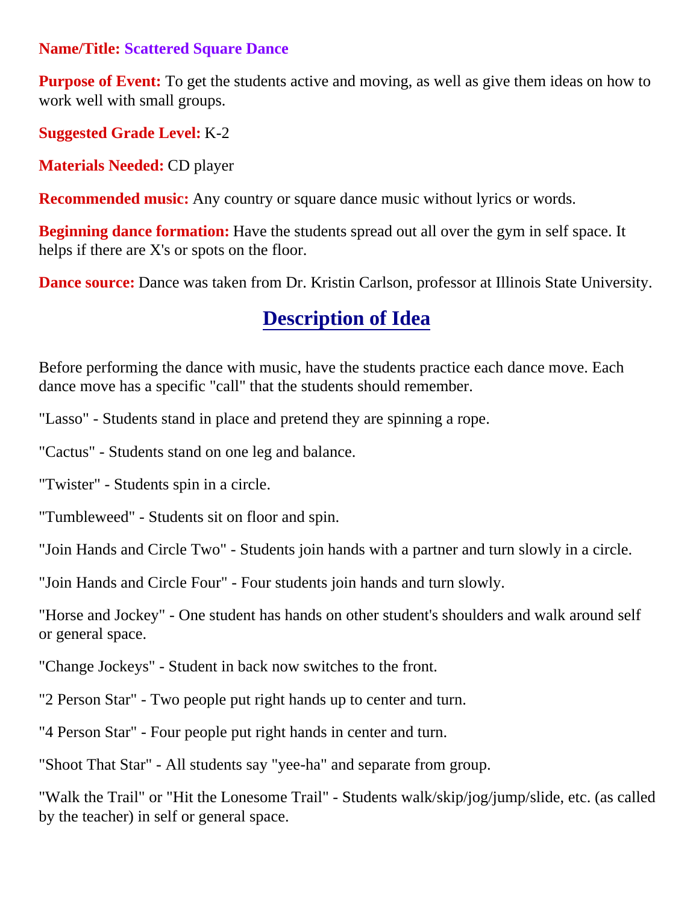**Name/Title:** **Scattered Square Dance**

**Purpose of Event:** To get the students active and moving, as well as give them ideas on how to work well with small groups.

**Suggested Grade Level:** K-2

**Materials Needed:** CD player

**Recommended music:** Any country or square dance music without lyrics or words.

**Beginning dance formation:** Have the students spread out all over the gym in self space. It helps if there are X's or spots on the floor.

**Dance source:** Dance was taken from Dr. Kristin Carlson, professor at Illinois State University.

## Description of Idea

Before performing the dance with music, have the students practice each dance move. Each dance move has a specific "call" that the students should remember.

"Lasso" - Students stand in place and pretend they are spinning a rope.

"Cactus" - Students stand on one leg and balance.

"Twister" - Students spin in a circle.

"Tumbleweed" - Students sit on floor and spin.

"Join Hands and Circle Two" - Students join hands with a partner and turn slowly in a circle.

"Join Hands and Circle Four" - Four students join hands and turn slowly.

"Horse and Jockey" - One student has hands on other student's shoulders and walk around self or general space.

"Change Jockeys" - Student in back now switches to the front.

"2 Person Star" - Two people put right hands up to center and turn.

"4 Person Star" - Four people put right hands in center and turn.

"Shoot That Star" - All students say "yee-ha" and separate from group.

"Walk the Trail" or "Hit the Lonesome Trail" - Students walk/skip/jog/jump/slide, etc. (as called by the teacher) in self or general space.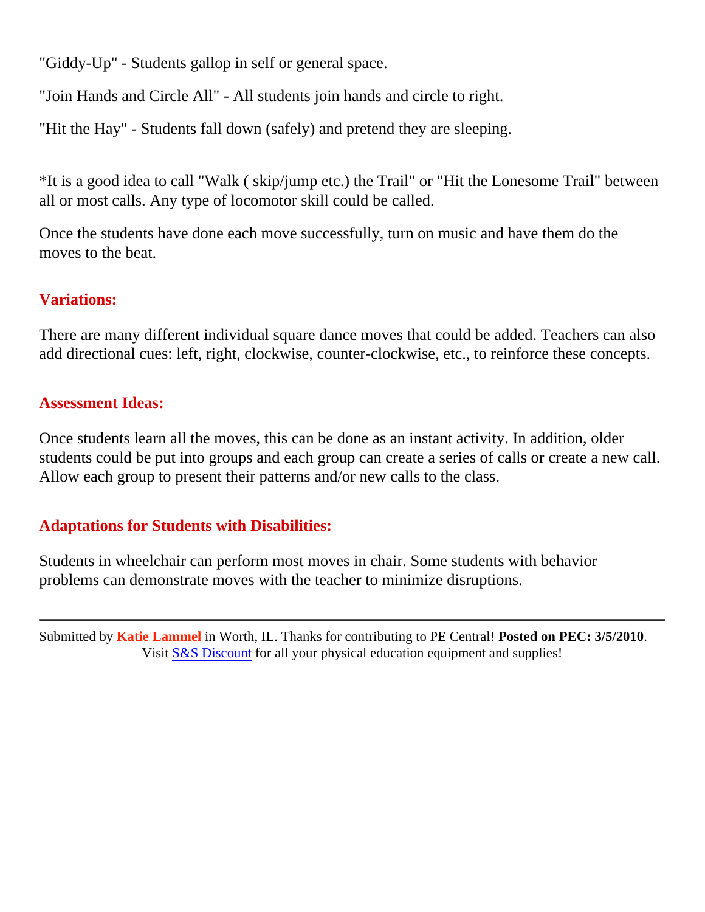"Giddy-Up" - Students gallop in self or general space.

"Join Hands and Circle All" - All students join hands and circle to right.

"Hit the Hay" - Students fall down (safely) and pretend they are sleeping.

*It is a good idea to call "Walk ( skip/jump etc.) the Trail" or "Hit the Lonesome Trail" between all or most calls. Any type of locomotor skill could be called.

Once the students have done each move successfully, turn on music and have them do the moves to the beat.

### Variations:

There are many different individual square dance moves that could be added. Teachers can also add directional cues: left, right, clockwise, counter-clockwise, etc., to reinforce these concepts.

### Assessment Ideas:

Once students learn all the moves, this can be done as an instant activity. In addition, older students could be put into groups and each group can create a series of calls or create a new call. Allow each group to present their patterns and/or new calls to the class.

### Adaptations for Students with Disabilities:

Students in wheelchair can perform most moves in chair. Some students with behavior problems can demonstrate moves with the teacher to minimize disruptions.

---

Submitted by **Katie Lammel** in Worth, IL. Thanks for contributing to PE Central! **Posted on PEC: 3/5/2010**.
Visit S&S Discount for all your physical education equipment and supplies!